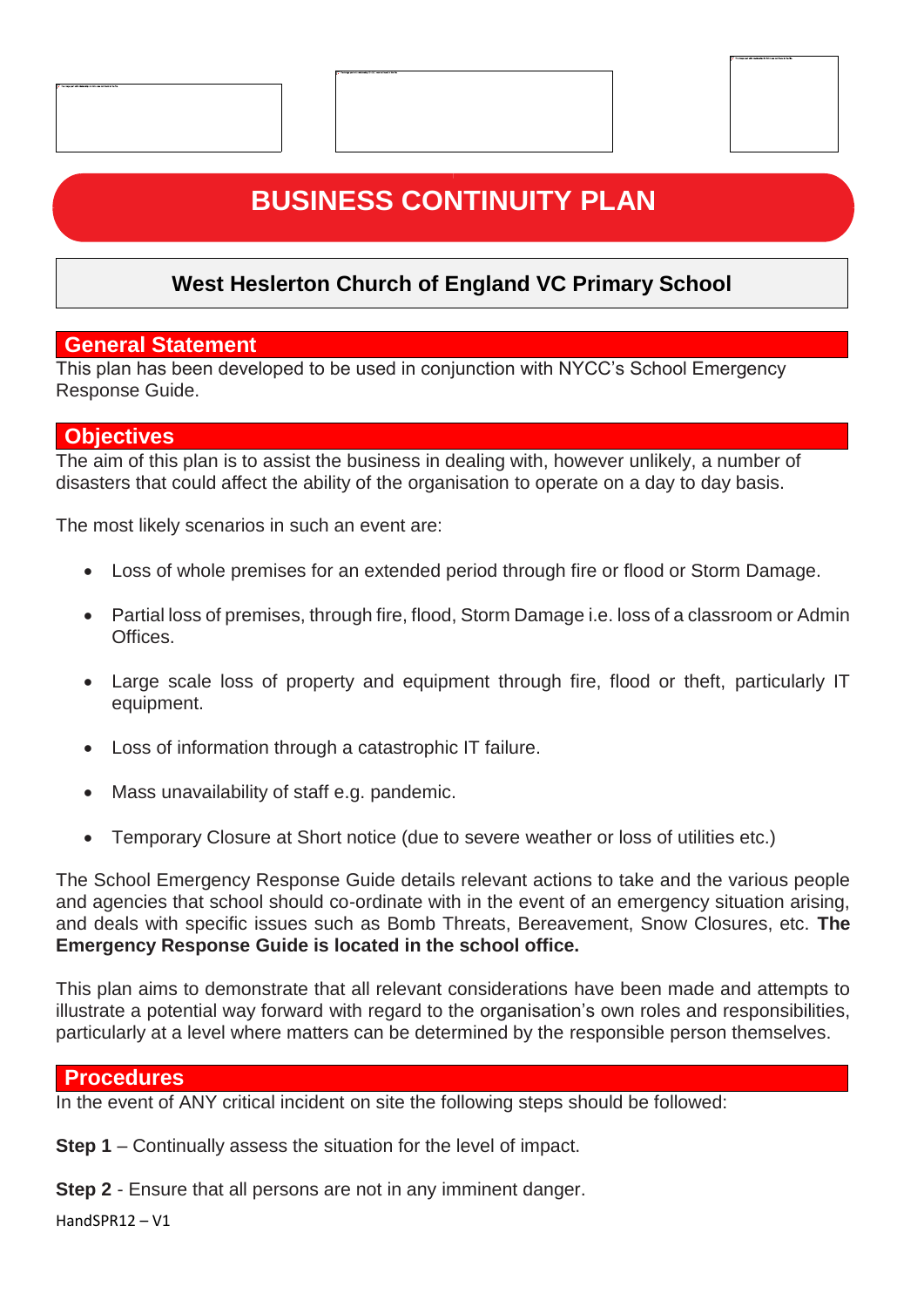# BUSINESS CONTINUITY PLAN

## West Heslerton Church of England VC Primary School

## General Statement

This plan has been developed to be used in conjunction with NYCC's School Emergency Response Guide.

## Objectives

The aim of this plan is to assist the business in dealing with, however unlikely, a number of disasters that could affect the ability of the organisation to operate on a day to day basis.

The most likely scenarios in such an event are:

- Loss of whole premises for an extended period through fire or flood or Storm Damage.
- Partial loss of premises, through fire, flood, Storm Damage i.e. loss of a classroom or Admin Offices.
- Large scale loss of property and equipment through fire, flood or theft, particularly IT equipment.
- Loss of information through a catastrophic IT failure.
- Mass unavailability of staff e.g. pandemic.
- Temporary Closure at Short notice (due to severe weather or loss of utilities etc.)

The School Emergency Response Guide details relevant actions to take and the various people and agencies that school should co-ordinate with in the event of an emergency situation arising, and deals with specific issues such as Bomb Threats, Bereavement, Snow Closures, etc. **The Emergency Response Guide is located in the school office.**

This plan aims to demonstrate that all relevant considerations have been made and attempts to illustrate a potential way forward with regard to the organisation's own roles and responsibilities, particularly at a level where matters can be determined by the responsible person themselves.

## Procedures

In the event of ANY critical incident on site the following steps should be followed:

**Step 1** – Continually assess the situation for the level of impact.

**Step 2** - Ensure that all persons are not in any imminent danger.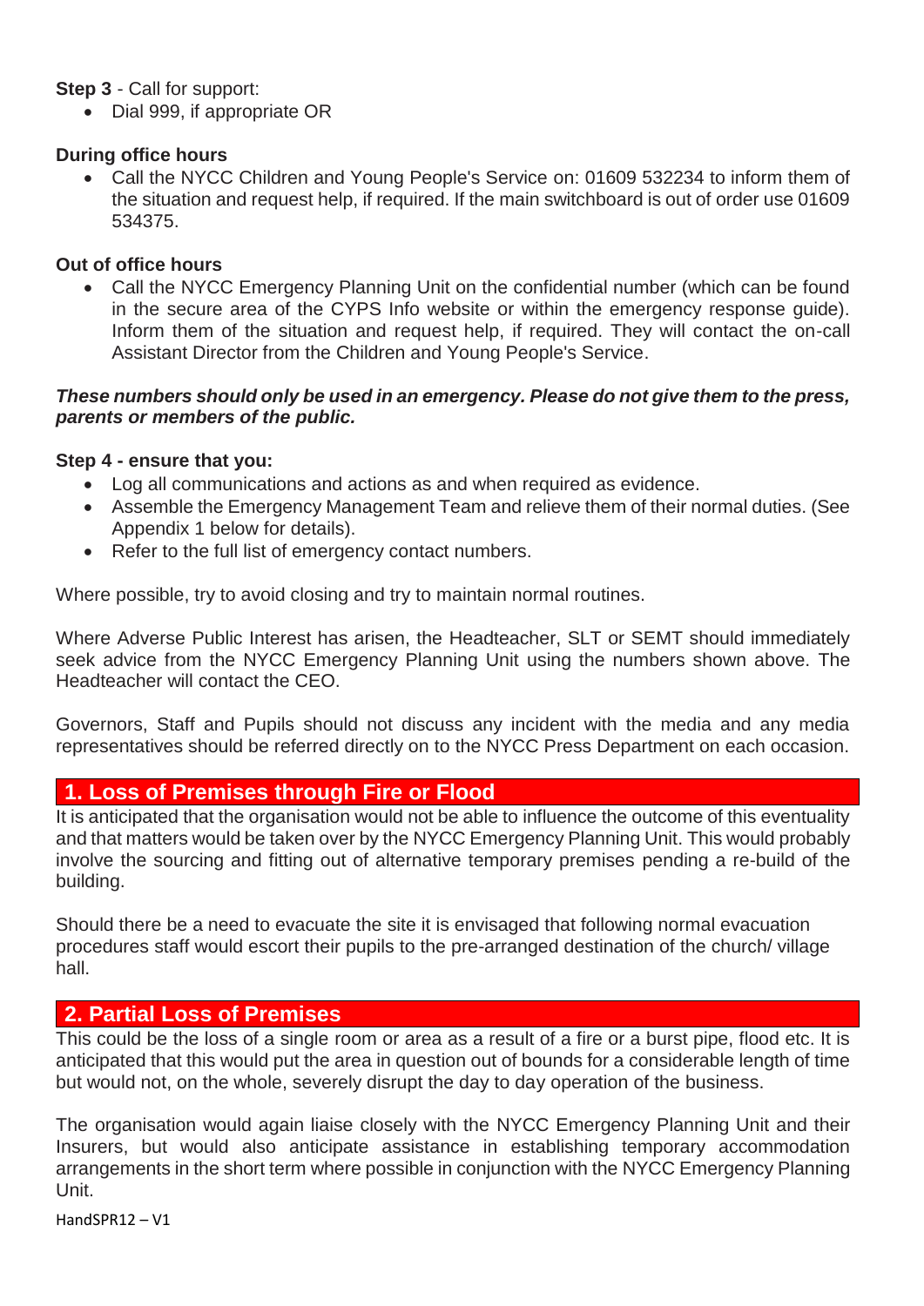**Step 3** - Call for support:

- Dial 999, if appropriate OR

**During office hours**

- Call the NYCC Children and Young People's Service on: 01609 532234 to inform them of the situation and request help, if required. If the main switchboard is out of order use 01609 534375.

**Out of office hours**

- Call the NYCC Emergency Planning Unit on the confidential number (which can be found in the secure area of the CYPS Info website or within the emergency response guide). Inform them of the situation and request help, if required. They will contact the on-call Assistant Director from the Children and Young People's Service.

***These numbers should only be used in an emergency. Please do not give them to the press, parents or members of the public.***

**Step 4 - ensure that you:**

- Log all communications and actions as and when required as evidence.
- Assemble the Emergency Management Team and relieve them of their normal duties. (See Appendix 1 below for details).
- Refer to the full list of emergency contact numbers.

Where possible, try to avoid closing and try to maintain normal routines.

Where Adverse Public Interest has arisen, the Headteacher, SLT or SEMT should immediately seek advice from the NYCC Emergency Planning Unit using the numbers shown above. The Headteacher will contact the CEO.

Governors, Staff and Pupils should not discuss any incident with the media and any media representatives should be referred directly on to the NYCC Press Department on each occasion.

## 1. Loss of Premises through Fire or Flood

It is anticipated that the organisation would not be able to influence the outcome of this eventuality and that matters would be taken over by the NYCC Emergency Planning Unit. This would probably involve the sourcing and fitting out of alternative temporary premises pending a re-build of the building.

Should there be a need to evacuate the site it is envisaged that following normal evacuation procedures staff would escort their pupils to the pre-arranged destination of the church/ village hall.

## 2. Partial Loss of Premises

This could be the loss of a single room or area as a result of a fire or a burst pipe, flood etc. It is anticipated that this would put the area in question out of bounds for a considerable length of time but would not, on the whole, severely disrupt the day to day operation of the business.

The organisation would again liaise closely with the NYCC Emergency Planning Unit and their Insurers, but would also anticipate assistance in establishing temporary accommodation arrangements in the short term where possible in conjunction with the NYCC Emergency Planning Unit.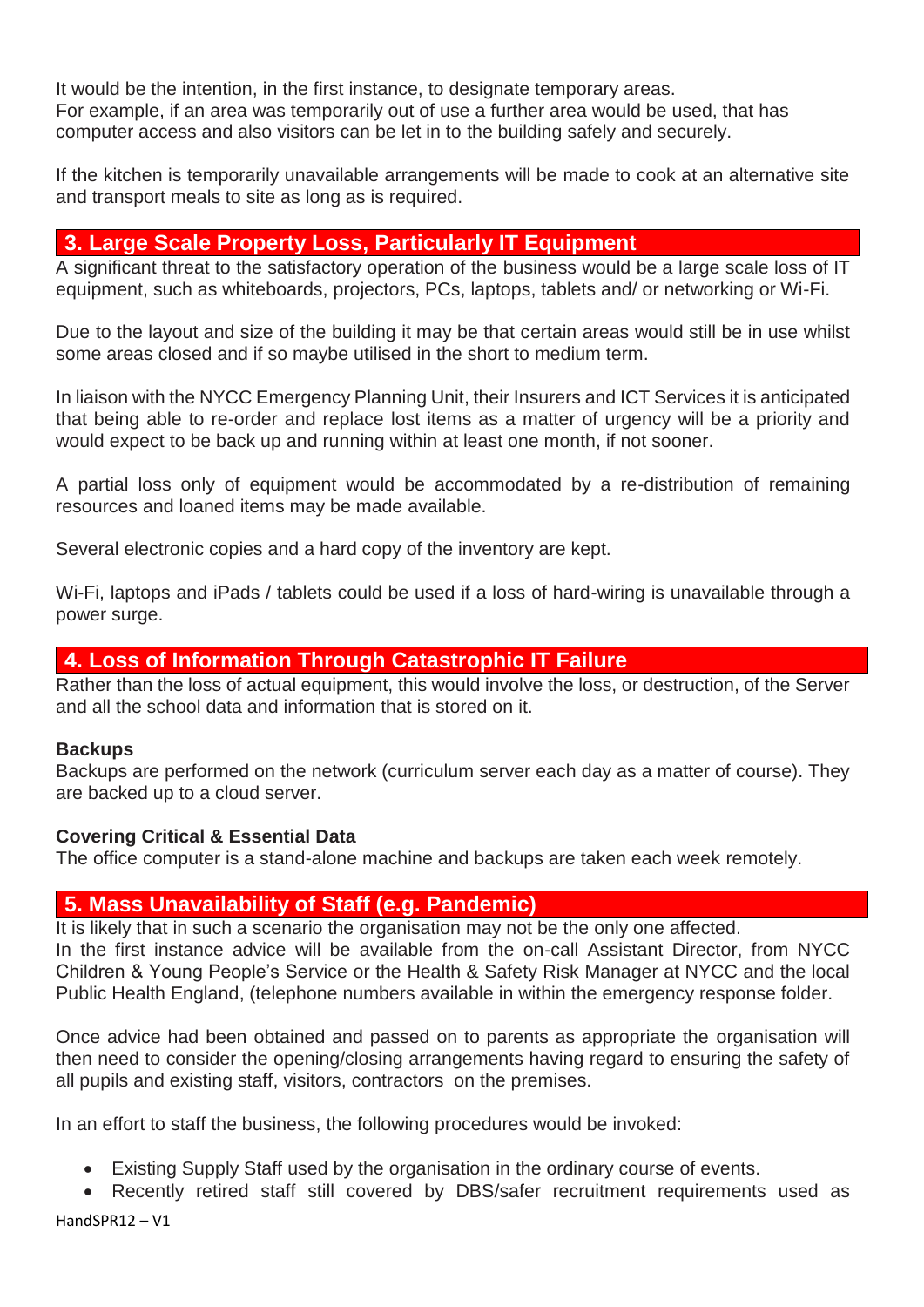It would be the intention, in the first instance, to designate temporary areas.
For example, if an area was temporarily out of use a further area would be used, that has computer access and also visitors can be let in to the building safely and securely.

If the kitchen is temporarily unavailable arrangements will be made to cook at an alternative site and transport meals to site as long as is required.

## 3. Large Scale Property Loss, Particularly IT Equipment

A significant threat to the satisfactory operation of the business would be a large scale loss of IT equipment, such as whiteboards, projectors, PCs, laptops, tablets and/ or networking or Wi-Fi.

Due to the layout and size of the building it may be that certain areas would still be in use whilst some areas closed and if so maybe utilised in the short to medium term.

In liaison with the NYCC Emergency Planning Unit, their Insurers and ICT Services it is anticipated that being able to re-order and replace lost items as a matter of urgency will be a priority and would expect to be back up and running within at least one month, if not sooner.

A partial loss only of equipment would be accommodated by a re-distribution of remaining resources and loaned items may be made available.

Several electronic copies and a hard copy of the inventory are kept.

Wi-Fi, laptops and iPads / tablets could be used if a loss of hard-wiring is unavailable through a power surge.

## 4. Loss of Information Through Catastrophic IT Failure

Rather than the loss of actual equipment, this would involve the loss, or destruction, of the Server and all the school data and information that is stored on it.

**Backups**
Backups are performed on the network (curriculum server each day as a matter of course). They are backed up to a cloud server.

**Covering Critical & Essential Data**
The office computer is a stand-alone machine and backups are taken each week remotely.

## 5. Mass Unavailability of Staff (e.g. Pandemic)

It is likely that in such a scenario the organisation may not be the only one affected.
In the first instance advice will be available from the on-call Assistant Director, from NYCC Children & Young People's Service or the Health & Safety Risk Manager at NYCC and the local Public Health England, (telephone numbers available in within the emergency response folder.

Once advice had been obtained and passed on to parents as appropriate the organisation will then need to consider the opening/closing arrangements having regard to ensuring the safety of all pupils and existing staff, visitors, contractors on the premises.

In an effort to staff the business, the following procedures would be invoked:

- Existing Supply Staff used by the organisation in the ordinary course of events.
- Recently retired staff still covered by DBS/safer recruitment requirements used as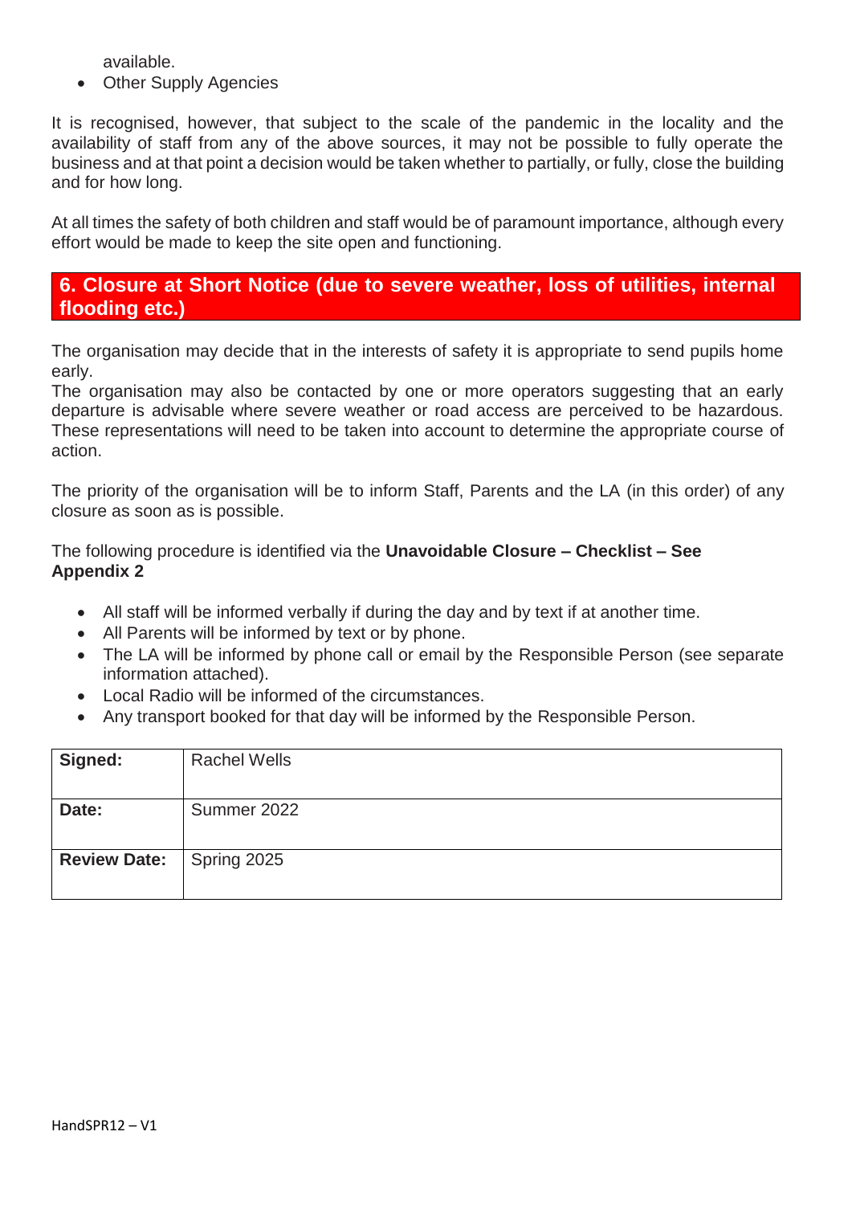available.

- Other Supply Agencies

It is recognised, however, that subject to the scale of the pandemic in the locality and the availability of staff from any of the above sources, it may not be possible to fully operate the business and at that point a decision would be taken whether to partially, or fully, close the building and for how long.

At all times the safety of both children and staff would be of paramount importance, although every effort would be made to keep the site open and functioning.

## 6. Closure at Short Notice (due to severe weather, loss of utilities, internal flooding etc.)

The organisation may decide that in the interests of safety it is appropriate to send pupils home early.
The organisation may also be contacted by one or more operators suggesting that an early departure is advisable where severe weather or road access are perceived to be hazardous. These representations will need to be taken into account to determine the appropriate course of action.

The priority of the organisation will be to inform Staff, Parents and the LA (in this order) of any closure as soon as is possible.

The following procedure is identified via the **Unavoidable Closure – Checklist – See Appendix 2**

- All staff will be informed verbally if during the day and by text if at another time.
- All Parents will be informed by text or by phone.
- The LA will be informed by phone call or email by the Responsible Person (see separate information attached).
- Local Radio will be informed of the circumstances.
- Any transport booked for that day will be informed by the Responsible Person.

| **Signed:** | Rachel Wells |
|---|---|
| **Date:** | Summer 2022 |
| **Review Date:** | Spring 2025 |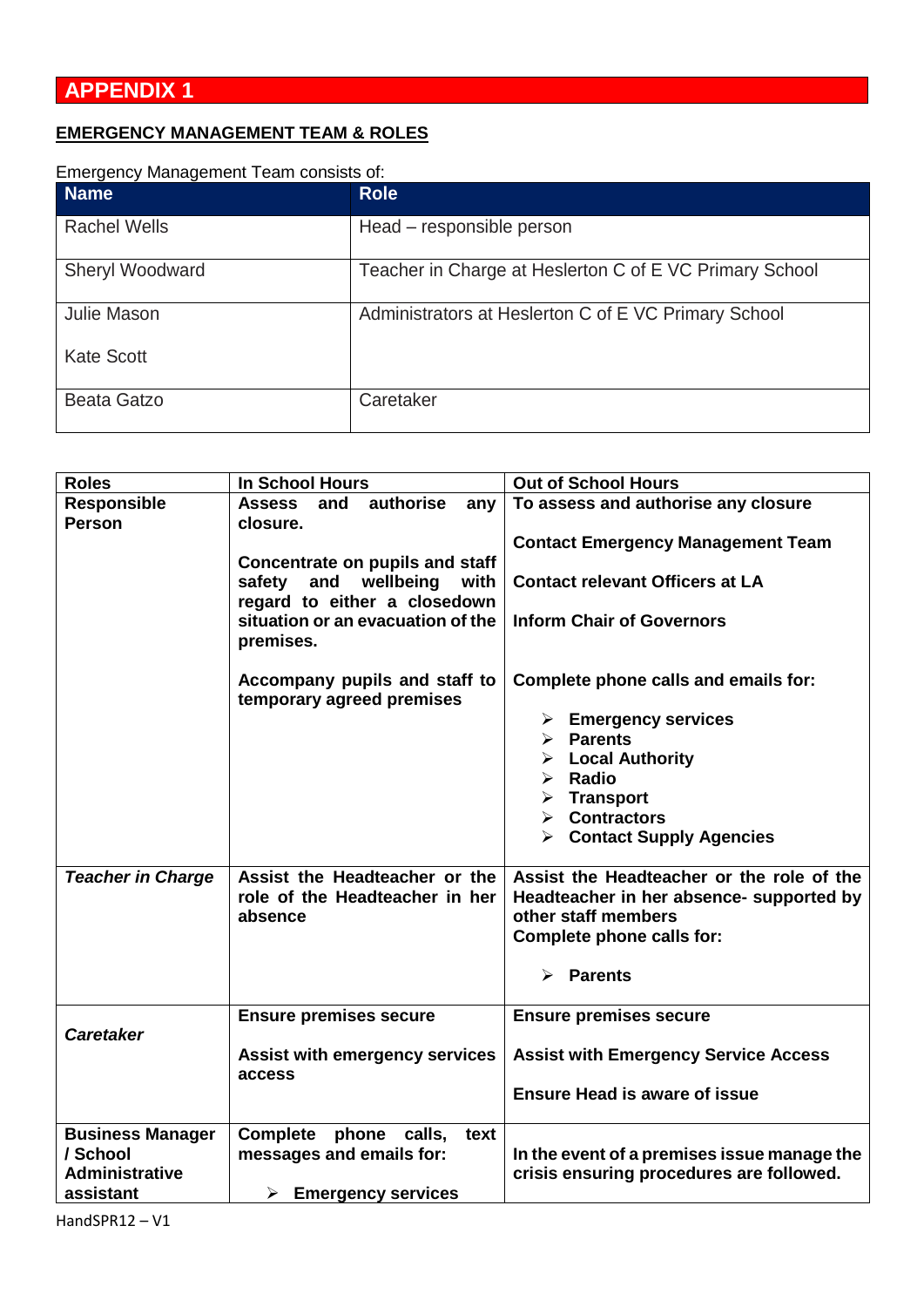# APPENDIX 1

**EMERGENCY MANAGEMENT TEAM & ROLES**

Emergency Management Team consists of:

| Name | Role |
|---|---|
| Rachel Wells | Head – responsible person |
| Sheryl Woodward | Teacher in Charge at Heslerton C of E VC Primary School |
| Julie Mason<br><br>Kate Scott | Administrators at Heslerton C of E VC Primary School |
| Beata Gatzo | Caretaker |

| Roles | In School Hours | Out of School Hours |
|---|---|---|
| **Responsible Person** | **Assess and authorise any closure.**<br><br>**Concentrate on pupils and staff safety and wellbeing with regard to either a closedown situation or an evacuation of the premises.**<br><br>**Accompany pupils and staff to temporary agreed premises** | **To assess and authorise any closure**<br><br>**Contact Emergency Management Team**<br><br>**Contact relevant Officers at LA**<br><br>**Inform Chair of Governors**<br><br>**Complete phone calls and emails for:**<br>➢ **Emergency services**<br>➢ **Parents**<br>➢ **Local Authority**<br>➢ **Radio**<br>➢ **Transport**<br>➢ **Contractors**<br>➢ **Contact Supply Agencies** |
| ***Teacher in Charge*** | **Assist the Headteacher or the role of the Headteacher in her absence** | **Assist the Headteacher or the role of the Headteacher in her absence- supported by other staff members**<br>**Complete phone calls for:**<br>➢ **Parents** |
| ***Caretaker*** | **Ensure premises secure**<br><br>**Assist with emergency services access** | **Ensure premises secure**<br><br>**Assist with Emergency Service Access**<br><br>**Ensure Head is aware of issue** |
| **Business Manager / School Administrative assistant** | **Complete phone calls, text messages and emails for:**<br>➢ **Emergency services** | **In the event of a premises issue manage the crisis ensuring procedures are followed.** |

HandSPR12 – V1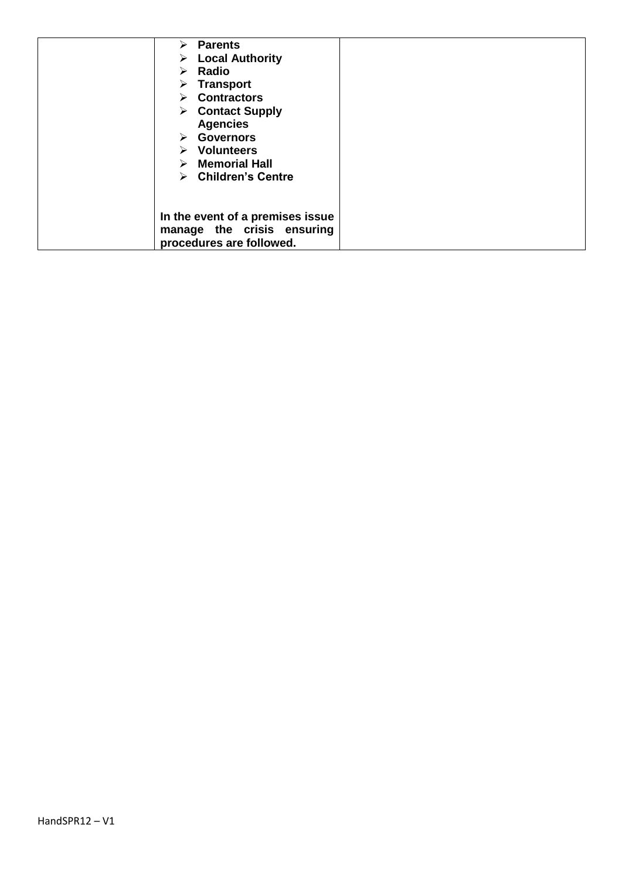|  |  |  |
|---|---|---|
|  | ➢ **Parents**<br>➢ **Local Authority**<br>➢ **Radio**<br>➢ **Transport**<br>➢ **Contractors**<br>➢ **Contact Supply Agencies**<br>➢ **Governors**<br>➢ **Volunteers**<br>➢ **Memorial Hall**<br>➢ **Children's Centre**<br><br>**In the event of a premises issue manage the crisis ensuring procedures are followed.** |  |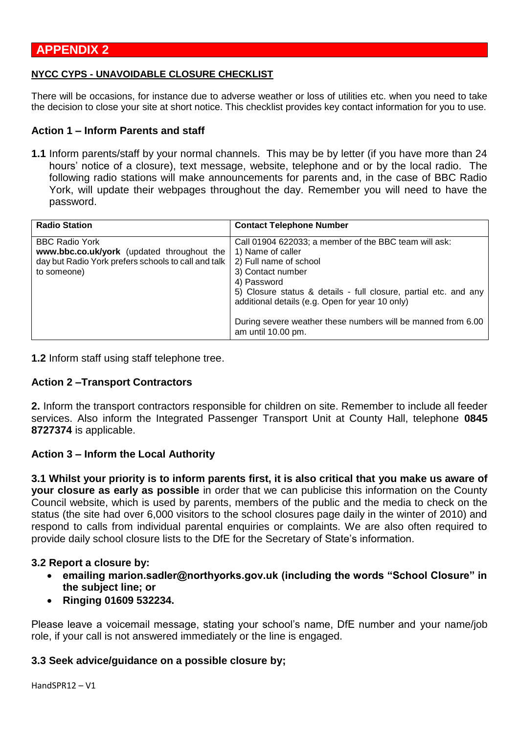## APPENDIX 2

**NYCC CYPS - UNAVOIDABLE CLOSURE CHECKLIST**

There will be occasions, for instance due to adverse weather or loss of utilities etc. when you need to take the decision to close your site at short notice. This checklist provides key contact information for you to use.

### Action 1 – Inform Parents and staff

**1.1** Inform parents/staff by your normal channels. This may be by letter (if you have more than 24 hours' notice of a closure), text message, website, telephone and or by the local radio. The following radio stations will make announcements for parents and, in the case of BBC Radio York, will update their webpages throughout the day. Remember you will need to have the password.

| Radio Station | Contact Telephone Number |
|---|---|
| BBC Radio York<br>**www.bbc.co.uk/york** (updated throughout the day but Radio York prefers schools to call and talk to someone) | Call 01904 622033; a member of the BBC team will ask:<br>1) Name of caller<br>2) Full name of school<br>3) Contact number<br>4) Password<br>5) Closure status & details - full closure, partial etc. and any additional details (e.g. Open for year 10 only)<br><br>During severe weather these numbers will be manned from 6.00 am until 10.00 pm. |

**1.2** Inform staff using staff telephone tree.

### Action 2 –Transport Contractors

**2.** Inform the transport contractors responsible for children on site. Remember to include all feeder services. Also inform the Integrated Passenger Transport Unit at County Hall, telephone **0845 8727374** is applicable.

### Action 3 – Inform the Local Authority

**3.1 Whilst your priority is to inform parents first, it is also critical that you make us aware of your closure as early as possible** in order that we can publicise this information on the County Council website, which is used by parents, members of the public and the media to check on the status (the site had over 6,000 visitors to the school closures page daily in the winter of 2010) and respond to calls from individual parental enquiries or complaints. We are also often required to provide daily school closure lists to the DfE for the Secretary of State's information.

**3.2 Report a closure by:**

- **emailing marion.sadler@northyorks.gov.uk (including the words "School Closure" in the subject line; or**
- **Ringing 01609 532234.**

Please leave a voicemail message, stating your school's name, DfE number and your name/job role, if your call is not answered immediately or the line is engaged.

**3.3 Seek advice/guidance on a possible closure by;**

HandSPR12 – V1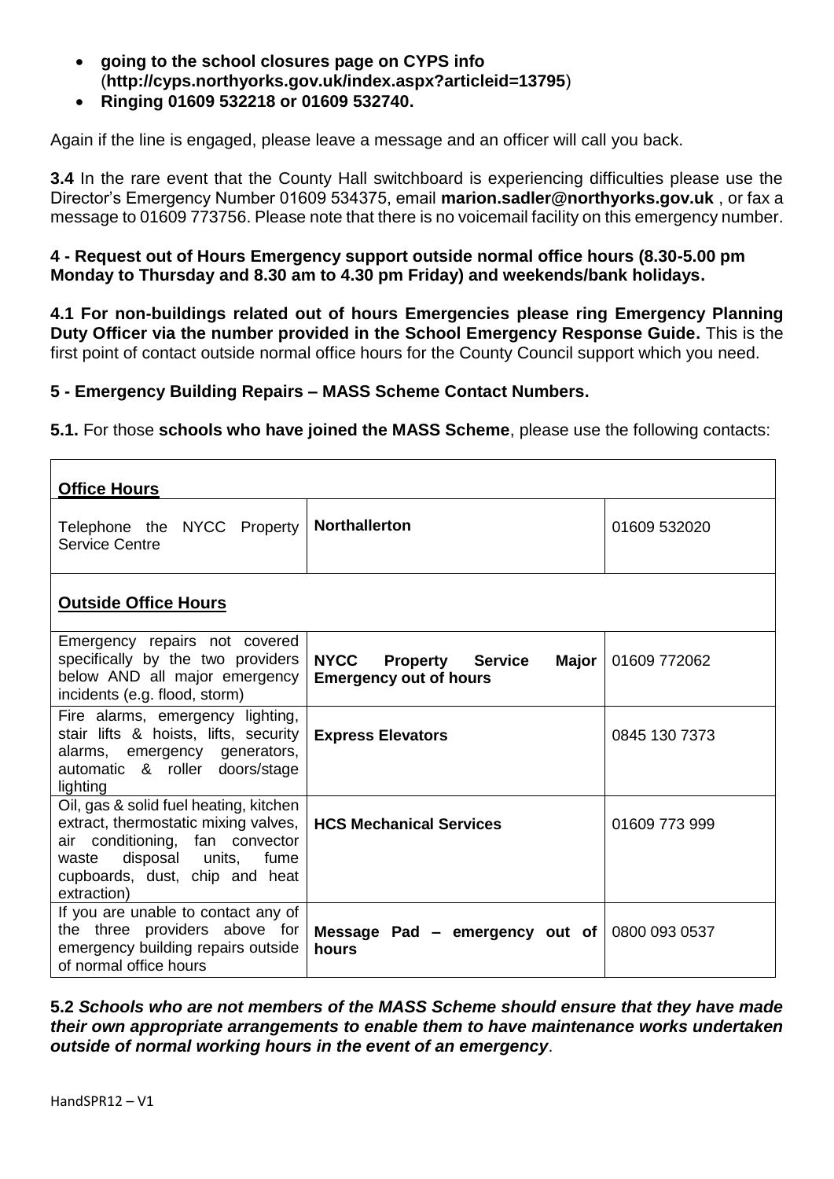- **going to the school closures page on CYPS info** (**http://cyps.northyorks.gov.uk/index.aspx?articleid=13795**)
- **Ringing 01609 532218 or 01609 532740.**

Again if the line is engaged, please leave a message and an officer will call you back.

**3.4** In the rare event that the County Hall switchboard is experiencing difficulties please use the Director's Emergency Number 01609 534375, email **marion.sadler@northyorks.gov.uk** , or fax a message to 01609 773756. Please note that there is no voicemail facility on this emergency number.

**4 - Request out of Hours Emergency support outside normal office hours (8.30-5.00 pm Monday to Thursday and 8.30 am to 4.30 pm Friday) and weekends/bank holidays.**

**4.1 For non-buildings related out of hours Emergencies please ring Emergency Planning Duty Officer via the number provided in the School Emergency Response Guide.** This is the first point of contact outside normal office hours for the County Council support which you need.

**5 - Emergency Building Repairs – MASS Scheme Contact Numbers.**

**5.1.** For those **schools who have joined the MASS Scheme**, please use the following contacts:

| **Office Hours** | | |
|---|---|---|
| Telephone the NYCC Property Service Centre | **Northallerton** | 01609 532020 |
| **Outside Office Hours** | | |
| Emergency repairs not covered specifically by the two providers below AND all major emergency incidents (e.g. flood, storm) | **NYCC Property Service Major Emergency out of hours** | 01609 772062 |
| Fire alarms, emergency lighting, stair lifts & hoists, lifts, security alarms, emergency generators, automatic & roller doors/stage lighting | **Express Elevators** | 0845 130 7373 |
| Oil, gas & solid fuel heating, kitchen extract, thermostatic mixing valves, air conditioning, fan convector waste disposal units, fume cupboards, dust, chip and heat extraction) | **HCS Mechanical Services** | 01609 773 999 |
| If you are unable to contact any of the three providers above for emergency building repairs outside of normal office hours | **Message Pad – emergency out of hours** | 0800 093 0537 |

***5.2 Schools who are not members of the MASS Scheme should ensure that they have made their own appropriate arrangements to enable them to have maintenance works undertaken outside of normal working hours in the event of an emergency***.

HandSPR12 – V1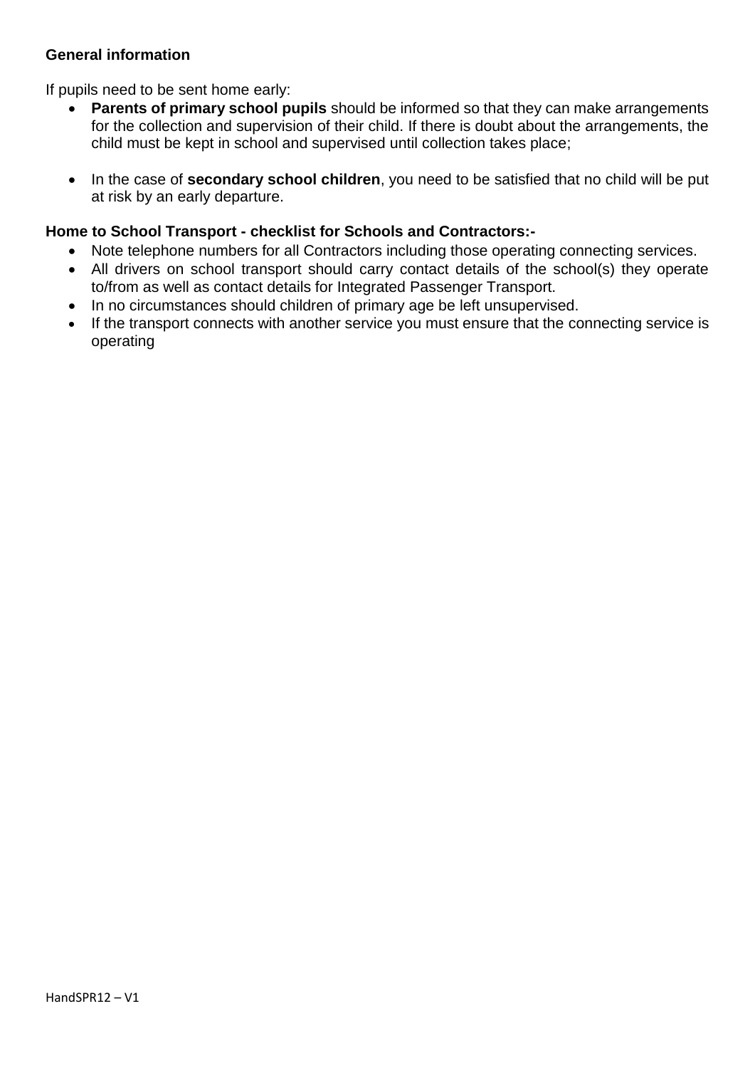**General information**

If pupils need to be sent home early:

- **Parents of primary school pupils** should be informed so that they can make arrangements for the collection and supervision of their child. If there is doubt about the arrangements, the child must be kept in school and supervised until collection takes place;

- In the case of **secondary school children**, you need to be satisfied that no child will be put at risk by an early departure.

**Home to School Transport - checklist for Schools and Contractors:-**

- Note telephone numbers for all Contractors including those operating connecting services.
- All drivers on school transport should carry contact details of the school(s) they operate to/from as well as contact details for Integrated Passenger Transport.
- In no circumstances should children of primary age be left unsupervised.
- If the transport connects with another service you must ensure that the connecting service is operating